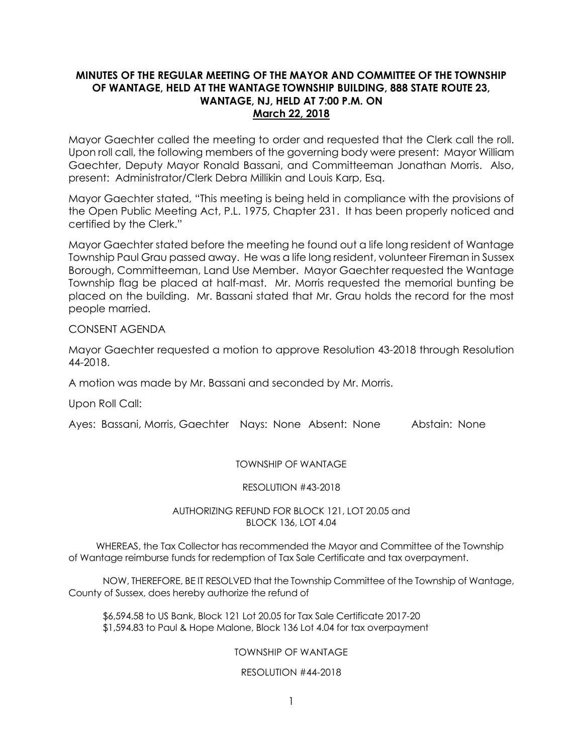**MINUTES OF THE REGULAR MEETING OF THE MAYOR AND COMMITTEE OF THE TOWNSHIP OF WANTAGE, HELD AT THE WANTAGE TOWNSHIP BUILDING, 888 STATE ROUTE 23, WANTAGE, NJ, HELD AT 7:00 P.M. ON March 22, 2018**

Mayor Gaechter called the meeting to order and requested that the Clerk call the roll. Upon roll call, the following members of the governing body were present: Mayor William Gaechter, Deputy Mayor Ronald Bassani, and Committeeman Jonathan Morris. Also, present: Administrator/Clerk Debra Millikin and Louis Karp, Esq.

Mayor Gaechter stated, "This meeting is being held in compliance with the provisions of the Open Public Meeting Act, P.L. 1975, Chapter 231. It has been properly noticed and certified by the Clerk."

Mayor Gaechter stated before the meeting he found out a life long resident of Wantage Township Paul Grau passed away. He was a life long resident, volunteer Fireman in Sussex Borough, Committeeman, Land Use Member. Mayor Gaechter requested the Wantage Township flag be placed at half-mast. Mr. Morris requested the memorial bunting be placed on the building. Mr. Bassani stated that Mr. Grau holds the record for the most people married.

CONSENT AGENDA

Mayor Gaechter requested a motion to approve Resolution 43-2018 through Resolution 44-2018.

A motion was made by Mr. Bassani and seconded by Mr. Morris.

Upon Roll Call:

Ayes: Bassani, Morris, Gaechter Nays: None Absent: None Abstain: None

TOWNSHIP OF WANTAGE

RESOLUTION #43-2018

AUTHORIZING REFUND FOR BLOCK 121, LOT 20.05 and BLOCK 136, LOT 4.04

WHEREAS, the Tax Collector has recommended the Mayor and Committee of the Township of Wantage reimburse funds for redemption of Tax Sale Certificate and tax overpayment.

NOW, THEREFORE, BE IT RESOLVED that the Township Committee of the Township of Wantage, County of Sussex, does hereby authorize the refund of

$6,594.58 to US Bank, Block 121 Lot 20.05 for Tax Sale Certificate 2017-20
$1,594.83 to Paul & Hope Malone, Block 136 Lot 4.04 for tax overpayment

TOWNSHIP OF WANTAGE

RESOLUTION #44-2018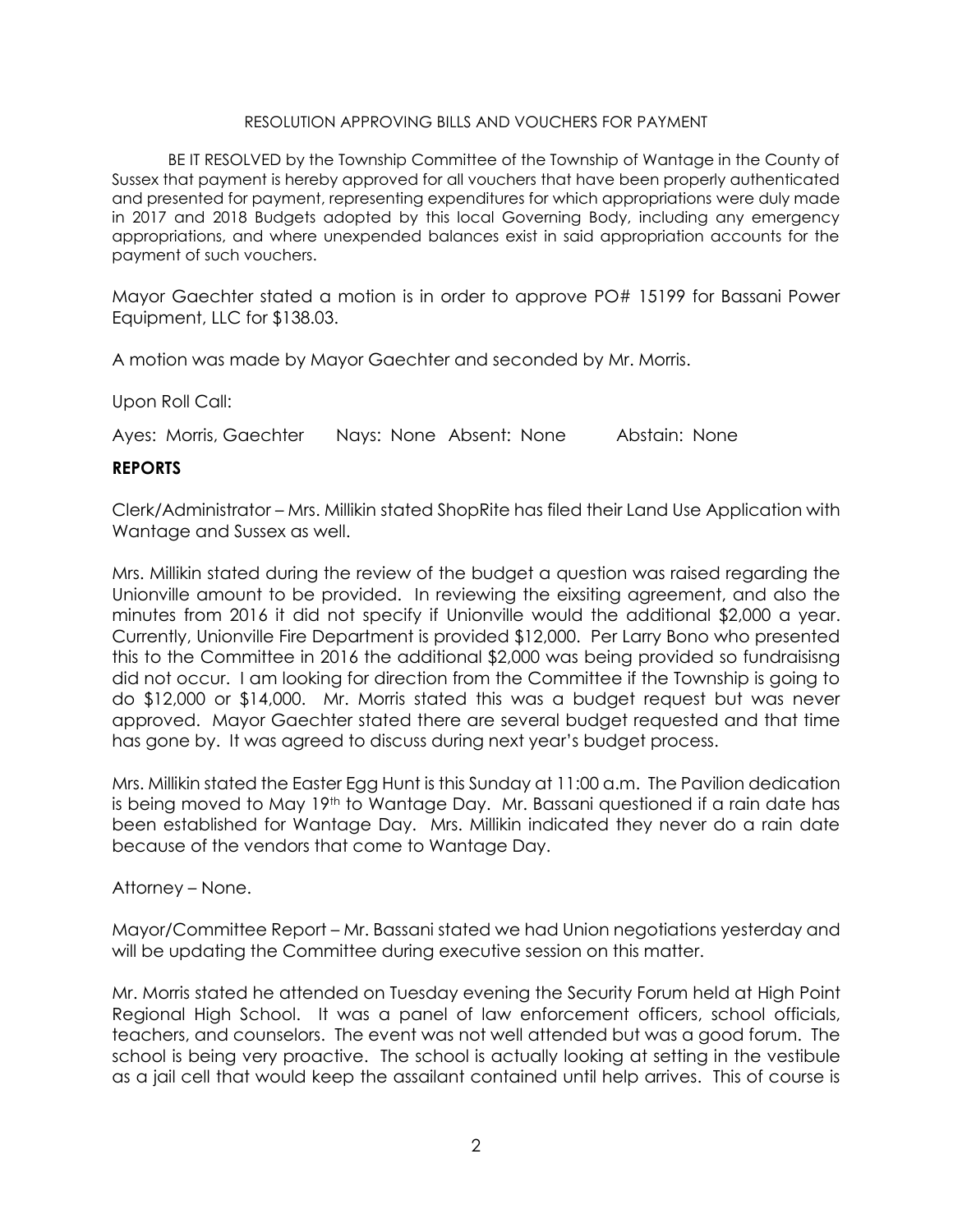RESOLUTION APPROVING BILLS AND VOUCHERS FOR PAYMENT

BE IT RESOLVED by the Township Committee of the Township of Wantage in the County of Sussex that payment is hereby approved for all vouchers that have been properly authenticated and presented for payment, representing expenditures for which appropriations were duly made in 2017 and 2018 Budgets adopted by this local Governing Body, including any emergency appropriations, and where unexpended balances exist in said appropriation accounts for the payment of such vouchers.

Mayor Gaechter stated a motion is in order to approve PO# 15199 for Bassani Power Equipment, LLC for $138.03.

A motion was made by Mayor Gaechter and seconded by Mr. Morris.

Upon Roll Call:

Ayes: Morris, Gaechter Nays: None Absent: None Abstain: None

**REPORTS**

Clerk/Administrator – Mrs. Millikin stated ShopRite has filed their Land Use Application with Wantage and Sussex as well.

Mrs. Millikin stated during the review of the budget a question was raised regarding the Unionville amount to be provided. In reviewing the eixsiting agreement, and also the minutes from 2016 it did not specify if Unionville would the additional $2,000 a year. Currently, Unionville Fire Department is provided $12,000. Per Larry Bono who presented this to the Committee in 2016 the additional $2,000 was being provided so fundraisisng did not occur. I am looking for direction from the Committee if the Township is going to do $12,000 or $14,000. Mr. Morris stated this was a budget request but was never approved. Mayor Gaechter stated there are several budget requested and that time has gone by. It was agreed to discuss during next year's budget process.

Mrs. Millikin stated the Easter Egg Hunt is this Sunday at 11:00 a.m. The Pavilion dedication is being moved to May 19th to Wantage Day. Mr. Bassani questioned if a rain date has been established for Wantage Day. Mrs. Millikin indicated they never do a rain date because of the vendors that come to Wantage Day.

Attorney – None.

Mayor/Committee Report – Mr. Bassani stated we had Union negotiations yesterday and will be updating the Committee during executive session on this matter.

Mr. Morris stated he attended on Tuesday evening the Security Forum held at High Point Regional High School. It was a panel of law enforcement officers, school officials, teachers, and counselors. The event was not well attended but was a good forum. The school is being very proactive. The school is actually looking at setting in the vestibule as a jail cell that would keep the assailant contained until help arrives. This of course is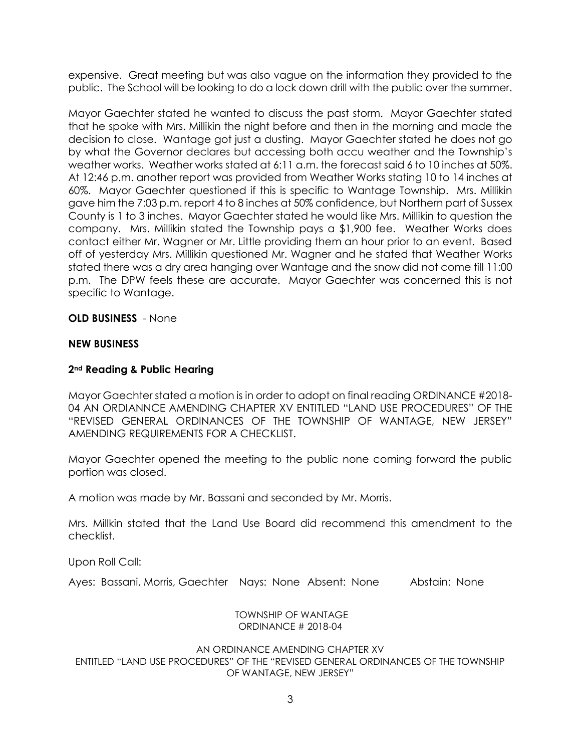expensive. Great meeting but was also vague on the information they provided to the public. The School will be looking to do a lock down drill with the public over the summer.

Mayor Gaechter stated he wanted to discuss the past storm. Mayor Gaechter stated that he spoke with Mrs. Millikin the night before and then in the morning and made the decision to close. Wantage got just a dusting. Mayor Gaechter stated he does not go by what the Governor declares but accessing both accu weather and the Township's weather works. Weather works stated at 6:11 a.m. the forecast said 6 to 10 inches at 50%. At 12:46 p.m. another report was provided from Weather Works stating 10 to 14 inches at 60%. Mayor Gaechter questioned if this is specific to Wantage Township. Mrs. Millikin gave him the 7:03 p.m. report 4 to 8 inches at 50% confidence, but Northern part of Sussex County is 1 to 3 inches. Mayor Gaechter stated he would like Mrs. Millikin to question the company. Mrs. Millikin stated the Township pays a $1,900 fee. Weather Works does contact either Mr. Wagner or Mr. Little providing them an hour prior to an event. Based off of yesterday Mrs. Millikin questioned Mr. Wagner and he stated that Weather Works stated there was a dry area hanging over Wantage and the snow did not come till 11:00 p.m. The DPW feels these are accurate. Mayor Gaechter was concerned this is not specific to Wantage.

**OLD BUSINESS** - None

**NEW BUSINESS**

**2nd Reading & Public Hearing**

Mayor Gaechter stated a motion is in order to adopt on final reading ORDINANCE #2018-04 AN ORDIANNCE AMENDING CHAPTER XV ENTITLED "LAND USE PROCEDURES" OF THE "REVISED GENERAL ORDINANCES OF THE TOWNSHIP OF WANTAGE, NEW JERSEY" AMENDING REQUIREMENTS FOR A CHECKLIST.

Mayor Gaechter opened the meeting to the public none coming forward the public portion was closed.

A motion was made by Mr. Bassani and seconded by Mr. Morris.

Mrs. Millkin stated that the Land Use Board did recommend this amendment to the checklist.

Upon Roll Call:

Ayes: Bassani, Morris, Gaechter Nays: None Absent: None Abstain: None

TOWNSHIP OF WANTAGE
ORDINANCE # 2018-04

AN ORDINANCE AMENDING CHAPTER XV
ENTITLED "LAND USE PROCEDURES" OF THE "REVISED GENERAL ORDINANCES OF THE TOWNSHIP OF WANTAGE, NEW JERSEY"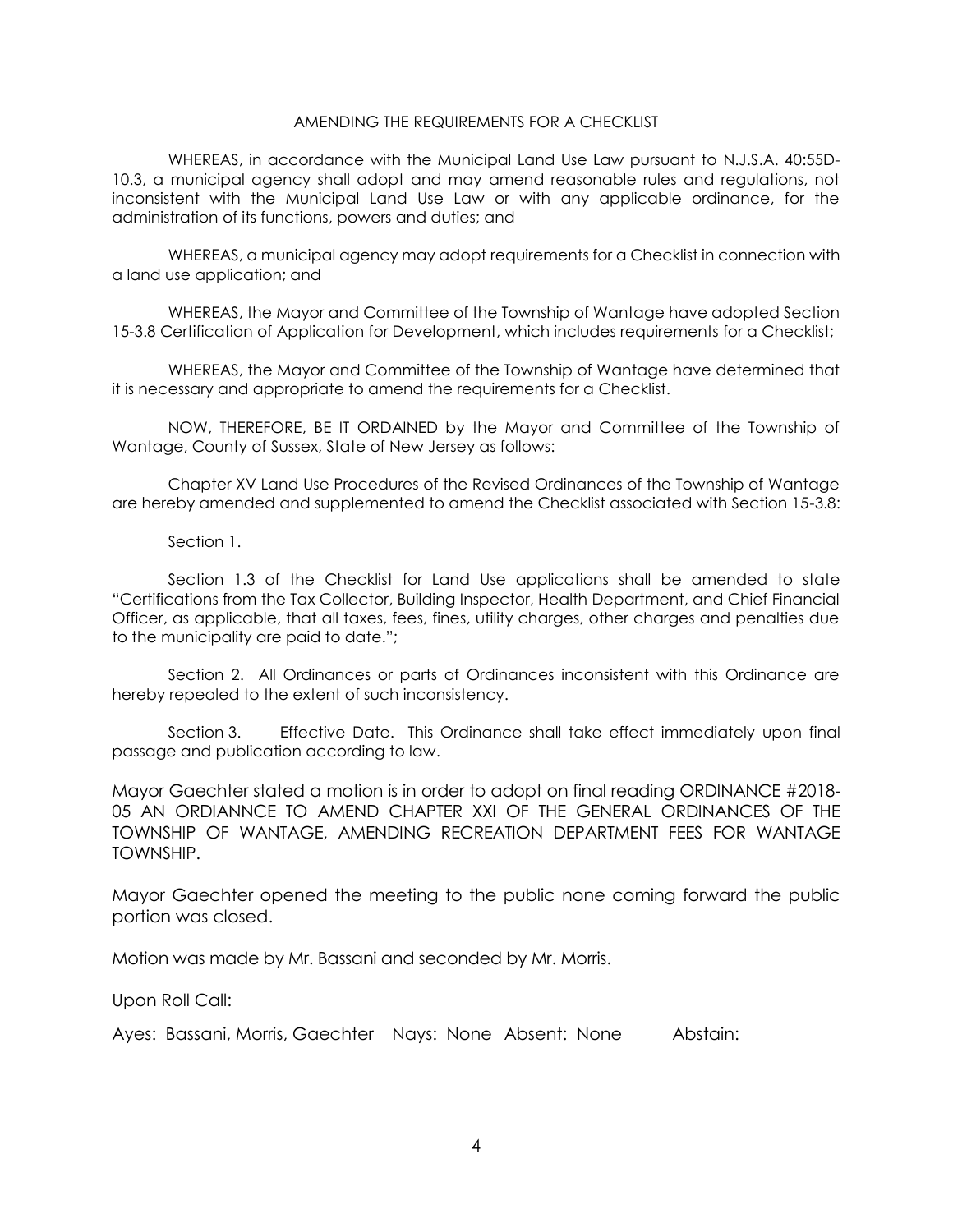AMENDING THE REQUIREMENTS FOR A CHECKLIST

WHEREAS, in accordance with the Municipal Land Use Law pursuant to N.J.S.A. 40:55D-10.3, a municipal agency shall adopt and may amend reasonable rules and regulations, not inconsistent with the Municipal Land Use Law or with any applicable ordinance, for the administration of its functions, powers and duties; and

WHEREAS, a municipal agency may adopt requirements for a Checklist in connection with a land use application; and

WHEREAS, the Mayor and Committee of the Township of Wantage have adopted Section 15-3.8 Certification of Application for Development, which includes requirements for a Checklist;

WHEREAS, the Mayor and Committee of the Township of Wantage have determined that it is necessary and appropriate to amend the requirements for a Checklist.

NOW, THEREFORE, BE IT ORDAINED by the Mayor and Committee of the Township of Wantage, County of Sussex, State of New Jersey as follows:

Chapter XV Land Use Procedures of the Revised Ordinances of the Township of Wantage are hereby amended and supplemented to amend the Checklist associated with Section 15-3.8:

Section 1.

Section 1.3 of the Checklist for Land Use applications shall be amended to state "Certifications from the Tax Collector, Building Inspector, Health Department, and Chief Financial Officer, as applicable, that all taxes, fees, fines, utility charges, other charges and penalties due to the municipality are paid to date.";

Section 2. All Ordinances or parts of Ordinances inconsistent with this Ordinance are hereby repealed to the extent of such inconsistency.

Section 3. Effective Date. This Ordinance shall take effect immediately upon final passage and publication according to law.

Mayor Gaechter stated a motion is in order to adopt on final reading ORDINANCE #2018-05 AN ORDIANNCE TO AMEND CHAPTER XXI OF THE GENERAL ORDINANCES OF THE TOWNSHIP OF WANTAGE, AMENDING RECREATION DEPARTMENT FEES FOR WANTAGE TOWNSHIP.

Mayor Gaechter opened the meeting to the public none coming forward the public portion was closed.

Motion was made by Mr. Bassani and seconded by Mr. Morris.

Upon Roll Call:

Ayes: Bassani, Morris, Gaechter Nays: None Absent: None Abstain: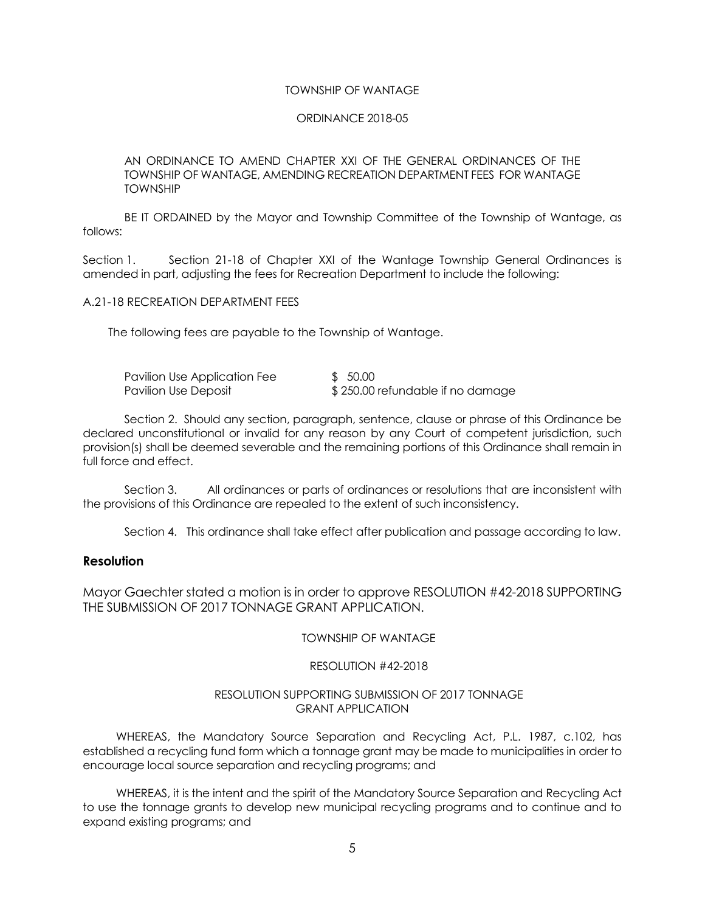TOWNSHIP OF WANTAGE

ORDINANCE 2018-05

AN ORDINANCE TO AMEND CHAPTER XXI OF THE GENERAL ORDINANCES OF THE TOWNSHIP OF WANTAGE, AMENDING RECREATION DEPARTMENT FEES FOR WANTAGE TOWNSHIP

BE IT ORDAINED by the Mayor and Township Committee of the Township of Wantage, as follows:

Section 1. Section 21-18 of Chapter XXI of the Wantage Township General Ordinances is amended in part, adjusting the fees for Recreation Department to include the following:

A.21-18 RECREATION DEPARTMENT FEES

The following fees are payable to the Township of Wantage.

| | |
|---|---|
| Pavilion Use Application Fee | $ 50.00 |
| Pavilion Use Deposit | $ 250.00 refundable if no damage |

Section 2. Should any section, paragraph, sentence, clause or phrase of this Ordinance be declared unconstitutional or invalid for any reason by any Court of competent jurisdiction, such provision(s) shall be deemed severable and the remaining portions of this Ordinance shall remain in full force and effect.

Section 3. All ordinances or parts of ordinances or resolutions that are inconsistent with the provisions of this Ordinance are repealed to the extent of such inconsistency.

Section 4. This ordinance shall take effect after publication and passage according to law.

## Resolution

Mayor Gaechter stated a motion is in order to approve RESOLUTION #42-2018 SUPPORTING THE SUBMISSION OF 2017 TONNAGE GRANT APPLICATION.

TOWNSHIP OF WANTAGE

RESOLUTION #42-2018

RESOLUTION SUPPORTING SUBMISSION OF 2017 TONNAGE GRANT APPLICATION

WHEREAS, the Mandatory Source Separation and Recycling Act, P.L. 1987, c.102, has established a recycling fund form which a tonnage grant may be made to municipalities in order to encourage local source separation and recycling programs; and

WHEREAS, it is the intent and the spirit of the Mandatory Source Separation and Recycling Act to use the tonnage grants to develop new municipal recycling programs and to continue and to expand existing programs; and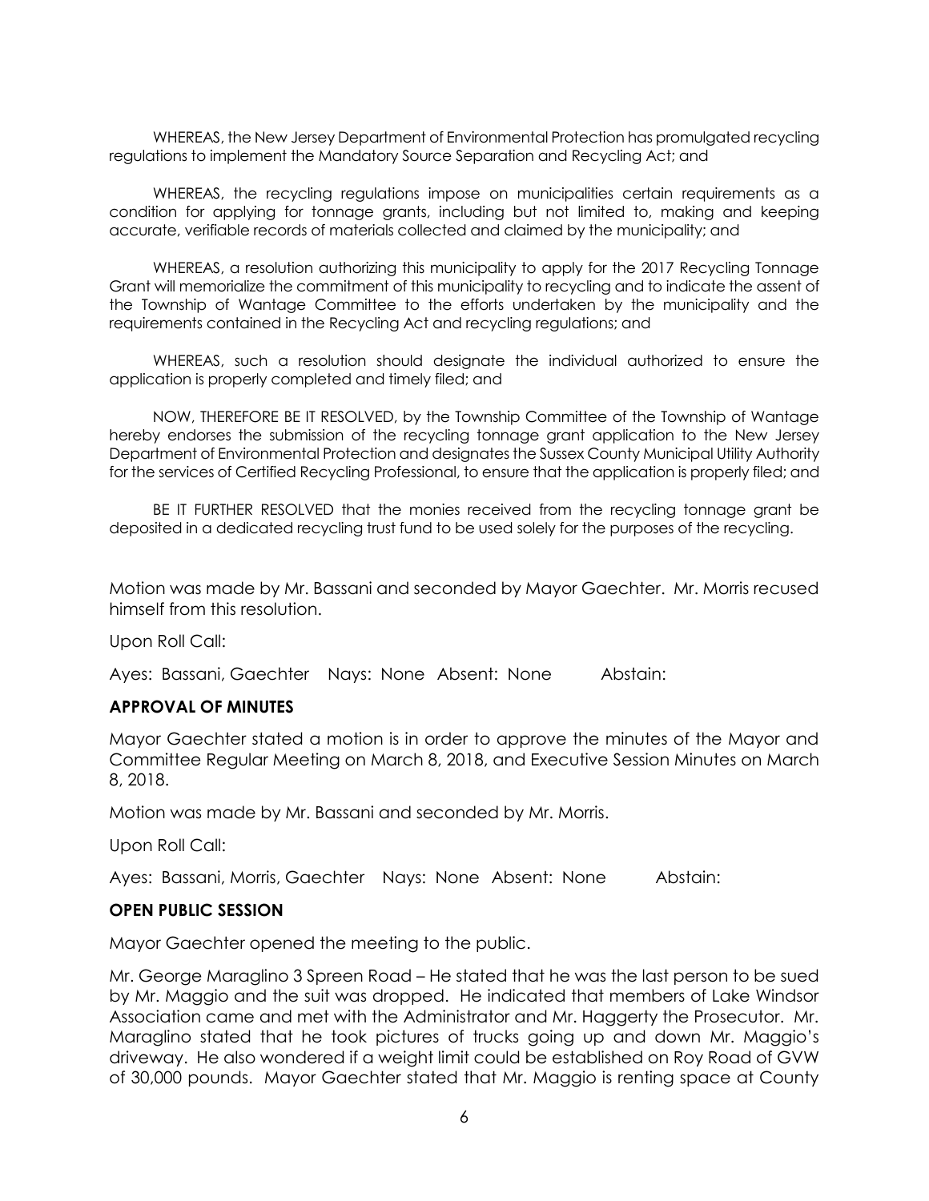WHEREAS, the New Jersey Department of Environmental Protection has promulgated recycling regulations to implement the Mandatory Source Separation and Recycling Act; and

WHEREAS, the recycling regulations impose on municipalities certain requirements as a condition for applying for tonnage grants, including but not limited to, making and keeping accurate, verifiable records of materials collected and claimed by the municipality; and

WHEREAS, a resolution authorizing this municipality to apply for the 2017 Recycling Tonnage Grant will memorialize the commitment of this municipality to recycling and to indicate the assent of the Township of Wantage Committee to the efforts undertaken by the municipality and the requirements contained in the Recycling Act and recycling regulations; and

WHEREAS, such a resolution should designate the individual authorized to ensure the application is properly completed and timely filed; and

NOW, THEREFORE BE IT RESOLVED, by the Township Committee of the Township of Wantage hereby endorses the submission of the recycling tonnage grant application to the New Jersey Department of Environmental Protection and designates the Sussex County Municipal Utility Authority for the services of Certified Recycling Professional, to ensure that the application is properly filed; and

BE IT FURTHER RESOLVED that the monies received from the recycling tonnage grant be deposited in a dedicated recycling trust fund to be used solely for the purposes of the recycling.

Motion was made by Mr. Bassani and seconded by Mayor Gaechter. Mr. Morris recused himself from this resolution.

Upon Roll Call:

Ayes: Bassani, Gaechter Nays: None Absent: None Abstain:

**APPROVAL OF MINUTES**

Mayor Gaechter stated a motion is in order to approve the minutes of the Mayor and Committee Regular Meeting on March 8, 2018, and Executive Session Minutes on March 8, 2018.

Motion was made by Mr. Bassani and seconded by Mr. Morris.

Upon Roll Call:

Ayes: Bassani, Morris, Gaechter Nays: None Absent: None Abstain:

**OPEN PUBLIC SESSION**

Mayor Gaechter opened the meeting to the public.

Mr. George Maraglino 3 Spreen Road – He stated that he was the last person to be sued by Mr. Maggio and the suit was dropped. He indicated that members of Lake Windsor Association came and met with the Administrator and Mr. Haggerty the Prosecutor. Mr. Maraglino stated that he took pictures of trucks going up and down Mr. Maggio's driveway. He also wondered if a weight limit could be established on Roy Road of GVW of 30,000 pounds. Mayor Gaechter stated that Mr. Maggio is renting space at County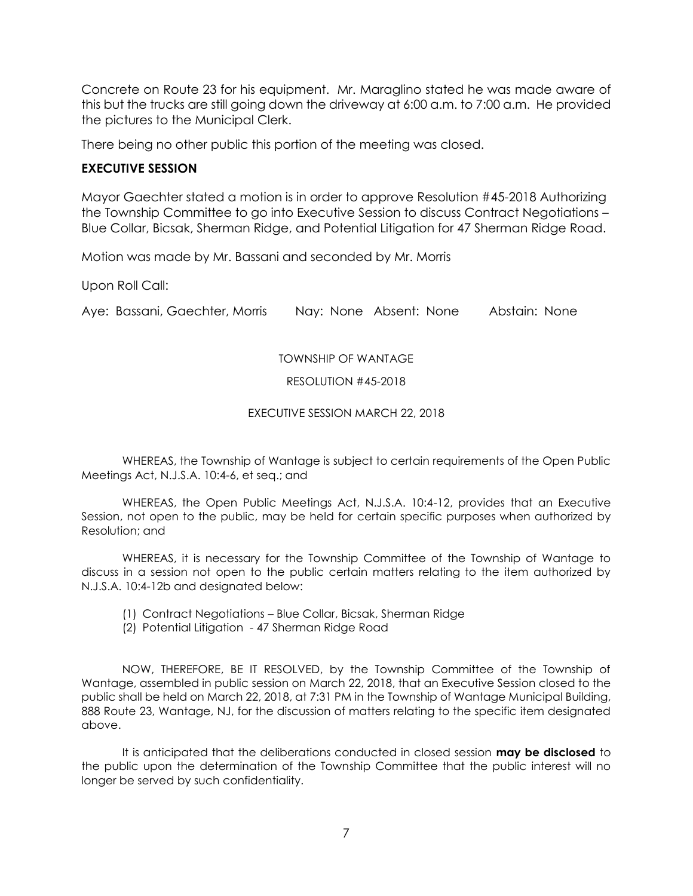Concrete on Route 23 for his equipment. Mr. Maraglino stated he was made aware of this but the trucks are still going down the driveway at 6:00 a.m. to 7:00 a.m. He provided the pictures to the Municipal Clerk.

There being no other public this portion of the meeting was closed.

**EXECUTIVE SESSION**

Mayor Gaechter stated a motion is in order to approve Resolution #45-2018 Authorizing the Township Committee to go into Executive Session to discuss Contract Negotiations – Blue Collar, Bicsak, Sherman Ridge, and Potential Litigation for 47 Sherman Ridge Road.

Motion was made by Mr. Bassani and seconded by Mr. Morris

Upon Roll Call:

Aye: Bassani, Gaechter, Morris Nay: None Absent: None Abstain: None

TOWNSHIP OF WANTAGE

RESOLUTION #45-2018

EXECUTIVE SESSION MARCH 22, 2018

WHEREAS, the Township of Wantage is subject to certain requirements of the Open Public Meetings Act, N.J.S.A. 10:4-6, et seq.; and

WHEREAS, the Open Public Meetings Act, N.J.S.A. 10:4-12, provides that an Executive Session, not open to the public, may be held for certain specific purposes when authorized by Resolution; and

WHEREAS, it is necessary for the Township Committee of the Township of Wantage to discuss in a session not open to the public certain matters relating to the item authorized by N.J.S.A. 10:4-12b and designated below:

(1) Contract Negotiations – Blue Collar, Bicsak, Sherman Ridge
(2) Potential Litigation - 47 Sherman Ridge Road

NOW, THEREFORE, BE IT RESOLVED, by the Township Committee of the Township of Wantage, assembled in public session on March 22, 2018, that an Executive Session closed to the public shall be held on March 22, 2018, at 7:31 PM in the Township of Wantage Municipal Building, 888 Route 23, Wantage, NJ, for the discussion of matters relating to the specific item designated above.

It is anticipated that the deliberations conducted in closed session **may be disclosed** to the public upon the determination of the Township Committee that the public interest will no longer be served by such confidentiality.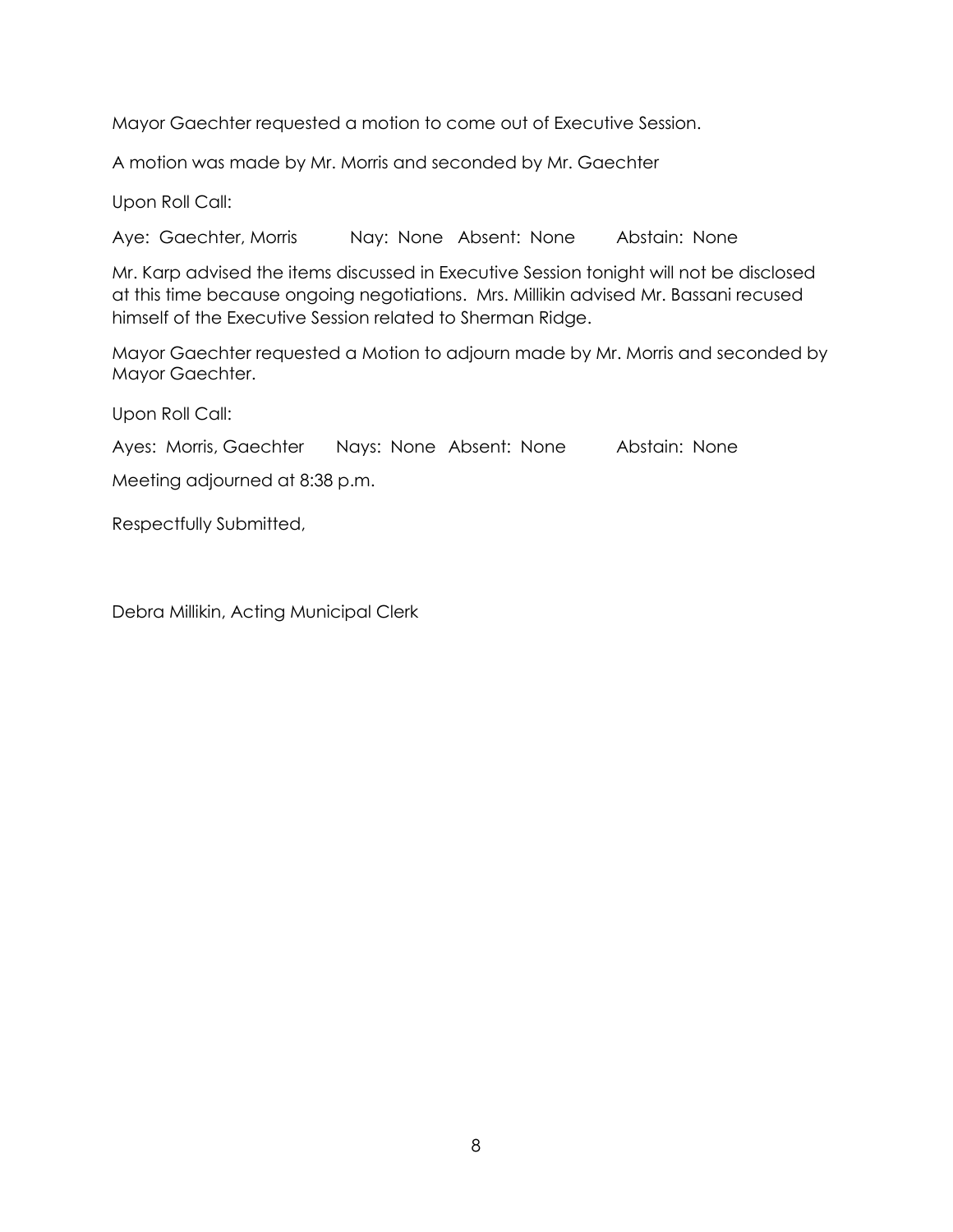Mayor Gaechter requested a motion to come out of Executive Session.

A motion was made by Mr. Morris and seconded by Mr. Gaechter

Upon Roll Call:

Aye: Gaechter, Morris Nay: None Absent: None Abstain: None

Mr. Karp advised the items discussed in Executive Session tonight will not be disclosed at this time because ongoing negotiations. Mrs. Millikin advised Mr. Bassani recused himself of the Executive Session related to Sherman Ridge.

Mayor Gaechter requested a Motion to adjourn made by Mr. Morris and seconded by Mayor Gaechter.

Upon Roll Call:

Ayes: Morris, Gaechter Nays: None Absent: None Abstain: None

Meeting adjourned at 8:38 p.m.

Respectfully Submitted,

Debra Millikin, Acting Municipal Clerk